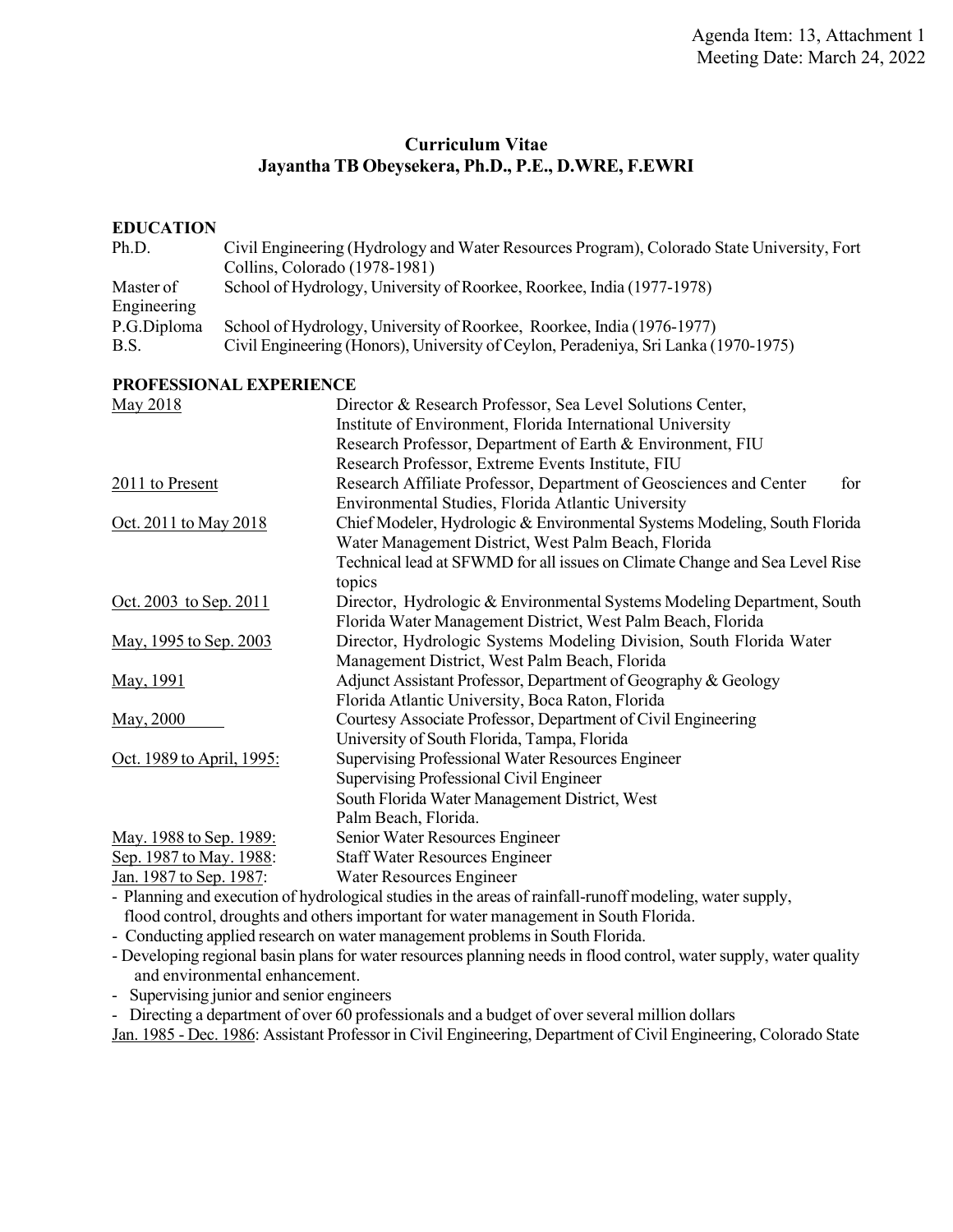Agenda Item: 13, Attachment 1
Meeting Date: March 24, 2022

# Curriculum Vitae
## Jayantha TB Obeysekera, Ph.D., P.E., D.WRE, F.EWRI

### EDUCATION

| | |
|---|---|
| Ph.D. | Civil Engineering (Hydrology and Water Resources Program), Colorado State University, Fort Collins, Colorado (1978-1981) |
| Master of Engineering | School of Hydrology, University of Roorkee, Roorkee, India (1977-1978) |
| P.G.Diploma | School of Hydrology, University of Roorkee, Roorkee, India (1976-1977) |
| B.S. | Civil Engineering (Honors), University of Ceylon, Peradeniya, Sri Lanka (1970-1975) |

### PROFESSIONAL EXPERIENCE

| | |
|---|---|
| May 2018 | Director & Research Professor, Sea Level Solutions Center, Institute of Environment, Florida International University<br>Research Professor, Department of Earth & Environment, FIU<br>Research Professor, Extreme Events Institute, FIU |
| 2011 to Present | Research Affiliate Professor, Department of Geosciences and Center for Environmental Studies, Florida Atlantic University |
| Oct. 2011 to May 2018 | Chief Modeler, Hydrologic & Environmental Systems Modeling, South Florida Water Management District, West Palm Beach, Florida<br>Technical lead at SFWMD for all issues on Climate Change and Sea Level Rise topics |
| Oct. 2003 to Sep. 2011 | Director, Hydrologic & Environmental Systems Modeling Department, South Florida Water Management District, West Palm Beach, Florida |
| May, 1995 to Sep. 2003 | Director, Hydrologic Systems Modeling Division, South Florida Water Management District, West Palm Beach, Florida |
| May, 1991 | Adjunct Assistant Professor, Department of Geography & Geology Florida Atlantic University, Boca Raton, Florida |
| May, 2000 | Courtesy Associate Professor, Department of Civil Engineering University of South Florida, Tampa, Florida |
| Oct. 1989 to April, 1995: | Supervising Professional Water Resources Engineer<br>Supervising Professional Civil Engineer<br>South Florida Water Management District, West Palm Beach, Florida. |
| May. 1988 to Sep. 1989: | Senior Water Resources Engineer |
| Sep. 1987 to May. 1988: | Staff Water Resources Engineer |
| Jan. 1987 to Sep. 1987: | Water Resources Engineer |

- Planning and execution of hydrological studies in the areas of rainfall-runoff modeling, water supply, flood control, droughts and others important for water management in South Florida.
- Conducting applied research on water management problems in South Florida.
- Developing regional basin plans for water resources planning needs in flood control, water supply, water quality and environmental enhancement.
- Supervising junior and senior engineers
- Directing a department of over 60 professionals and a budget of over several million dollars

Jan. 1985 - Dec. 1986: Assistant Professor in Civil Engineering, Department of Civil Engineering, Colorado State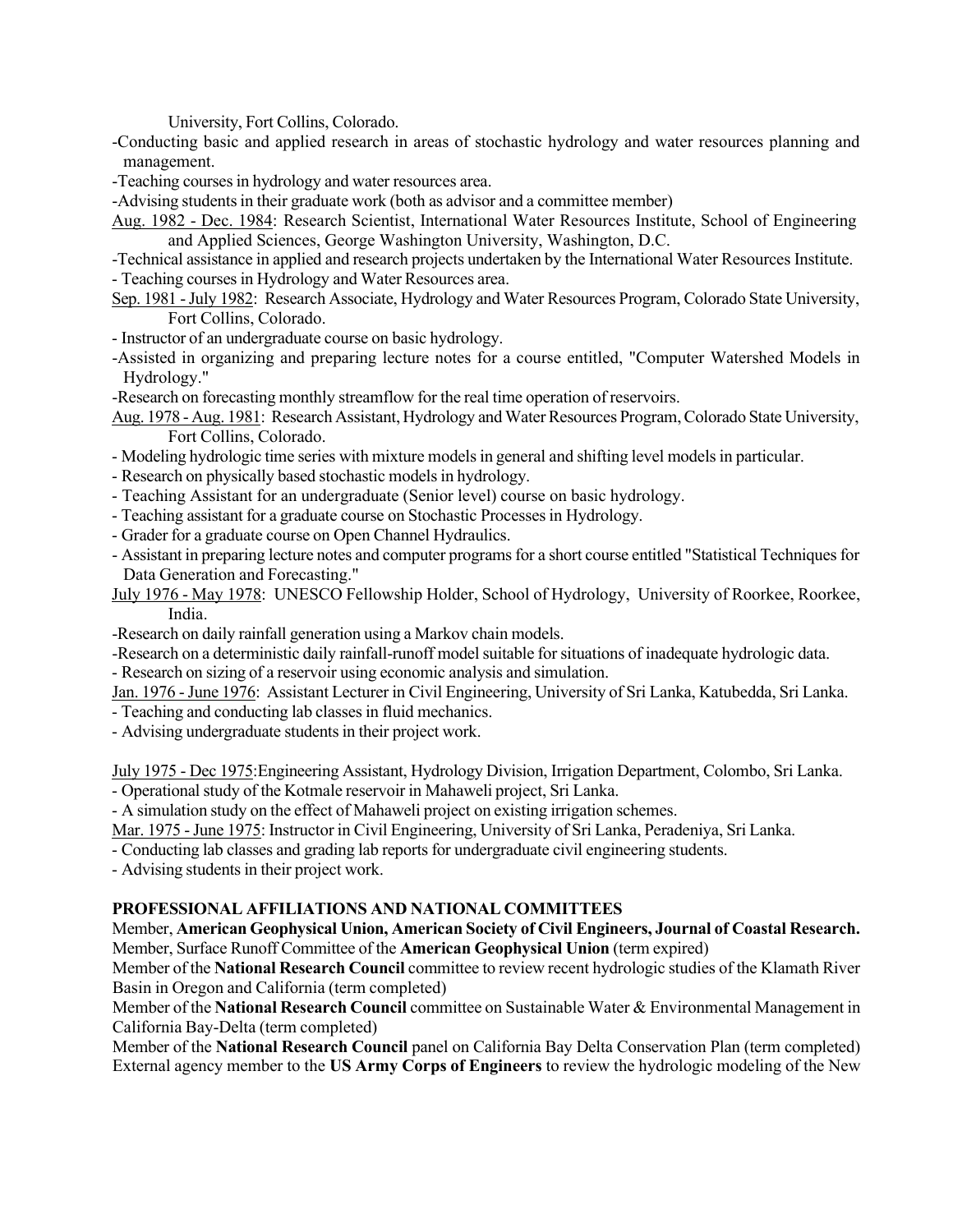University, Fort Collins, Colorado.

-Conducting basic and applied research in areas of stochastic hydrology and water resources planning and management.

-Teaching courses in hydrology and water resources area.

-Advising students in their graduate work (both as advisor and a committee member)

Aug. 1982 - Dec. 1984: Research Scientist, International Water Resources Institute, School of Engineering and Applied Sciences, George Washington University, Washington, D.C.

-Technical assistance in applied and research projects undertaken by the International Water Resources Institute.

- Teaching courses in Hydrology and Water Resources area.

Sep. 1981 - July 1982: Research Associate, Hydrology and Water Resources Program, Colorado State University, Fort Collins, Colorado.

- Instructor of an undergraduate course on basic hydrology.

-Assisted in organizing and preparing lecture notes for a course entitled, "Computer Watershed Models in Hydrology."

-Research on forecasting monthly streamflow for the real time operation of reservoirs.

Aug. 1978 - Aug. 1981: Research Assistant, Hydrology and Water Resources Program, Colorado State University, Fort Collins, Colorado.

- Modeling hydrologic time series with mixture models in general and shifting level models in particular.
- Research on physically based stochastic models in hydrology.
- Teaching Assistant for an undergraduate (Senior level) course on basic hydrology.
- Teaching assistant for a graduate course on Stochastic Processes in Hydrology.
- Grader for a graduate course on Open Channel Hydraulics.
- Assistant in preparing lecture notes and computer programs for a short course entitled "Statistical Techniques for Data Generation and Forecasting."

July 1976 - May 1978: UNESCO Fellowship Holder, School of Hydrology, University of Roorkee, Roorkee, India.

-Research on daily rainfall generation using a Markov chain models.

-Research on a deterministic daily rainfall-runoff model suitable for situations of inadequate hydrologic data.

- Research on sizing of a reservoir using economic analysis and simulation.

Jan. 1976 - June 1976: Assistant Lecturer in Civil Engineering, University of Sri Lanka, Katubedda, Sri Lanka.

- Teaching and conducting lab classes in fluid mechanics.
- Advising undergraduate students in their project work.

July 1975 - Dec 1975: Engineering Assistant, Hydrology Division, Irrigation Department, Colombo, Sri Lanka.

- Operational study of the Kotmale reservoir in Mahaweli project, Sri Lanka.
- A simulation study on the effect of Mahaweli project on existing irrigation schemes.

Mar. 1975 - June 1975: Instructor in Civil Engineering, University of Sri Lanka, Peradeniya, Sri Lanka.

- Conducting lab classes and grading lab reports for undergraduate civil engineering students.
- Advising students in their project work.

**PROFESSIONAL AFFILIATIONS AND NATIONAL COMMITTEES**

Member, **American Geophysical Union, American Society of Civil Engineers, Journal of Coastal Research.**

Member, Surface Runoff Committee of the **American Geophysical Union** (term expired)

Member of the **National Research Council** committee to review recent hydrologic studies of the Klamath River Basin in Oregon and California (term completed)

Member of the **National Research Council** committee on Sustainable Water & Environmental Management in California Bay-Delta (term completed)

Member of the **National Research Council** panel on California Bay Delta Conservation Plan (term completed)

External agency member to the **US Army Corps of Engineers** to review the hydrologic modeling of the New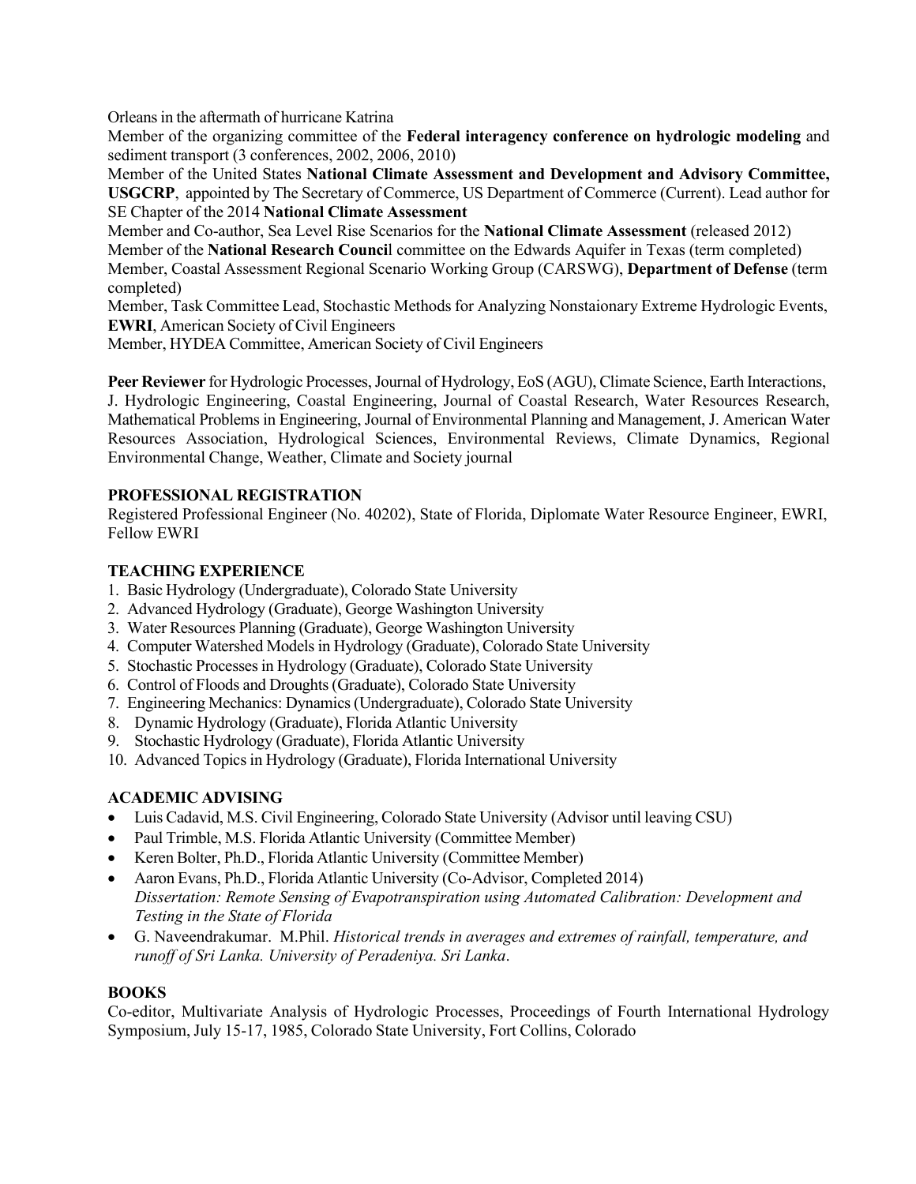Orleans in the aftermath of hurricane Katrina

Member of the organizing committee of the **Federal interagency conference on hydrologic modeling** and sediment transport (3 conferences, 2002, 2006, 2010)

Member of the United States **National Climate Assessment and Development and Advisory Committee, USGCRP**, appointed by The Secretary of Commerce, US Department of Commerce (Current). Lead author for SE Chapter of the 2014 **National Climate Assessment**

Member and Co-author, Sea Level Rise Scenarios for the **National Climate Assessment** (released 2012)

Member of the **National Research Council** committee on the Edwards Aquifer in Texas (term completed)

Member, Coastal Assessment Regional Scenario Working Group (CARSWG), **Department of Defense** (term completed)

Member, Task Committee Lead, Stochastic Methods for Analyzing Nonstaionary Extreme Hydrologic Events, **EWRI**, American Society of Civil Engineers

Member, HYDEA Committee, American Society of Civil Engineers

**Peer Reviewer** for Hydrologic Processes, Journal of Hydrology, EoS (AGU), Climate Science, Earth Interactions, J. Hydrologic Engineering, Coastal Engineering, Journal of Coastal Research, Water Resources Research, Mathematical Problems in Engineering, Journal of Environmental Planning and Management, J. American Water Resources Association, Hydrological Sciences, Environmental Reviews, Climate Dynamics, Regional Environmental Change, Weather, Climate and Society journal

## PROFESSIONAL REGISTRATION

Registered Professional Engineer (No. 40202), State of Florida, Diplomate Water Resource Engineer, EWRI, Fellow EWRI

## TEACHING EXPERIENCE

1. Basic Hydrology (Undergraduate), Colorado State University
2. Advanced Hydrology (Graduate), George Washington University
3. Water Resources Planning (Graduate), George Washington University
4. Computer Watershed Models in Hydrology (Graduate), Colorado State University
5. Stochastic Processes in Hydrology (Graduate), Colorado State University
6. Control of Floods and Droughts (Graduate), Colorado State University
7. Engineering Mechanics: Dynamics (Undergraduate), Colorado State University
8. Dynamic Hydrology (Graduate), Florida Atlantic University
9. Stochastic Hydrology (Graduate), Florida Atlantic University
10. Advanced Topics in Hydrology (Graduate), Florida International University

## ACADEMIC ADVISING

- Luis Cadavid, M.S. Civil Engineering, Colorado State University (Advisor until leaving CSU)
- Paul Trimble, M.S. Florida Atlantic University (Committee Member)
- Keren Bolter, Ph.D., Florida Atlantic University (Committee Member)
- Aaron Evans, Ph.D., Florida Atlantic University (Co-Advisor, Completed 2014)
  *Dissertation: Remote Sensing of Evapotranspiration using Automated Calibration: Development and Testing in the State of Florida*
- G. Naveendrakumar. M.Phil. *Historical trends in averages and extremes of rainfall, temperature, and runoff of Sri Lanka. University of Peradeniya. Sri Lanka*.

## BOOKS

Co-editor, Multivariate Analysis of Hydrologic Processes, Proceedings of Fourth International Hydrology Symposium, July 15-17, 1985, Colorado State University, Fort Collins, Colorado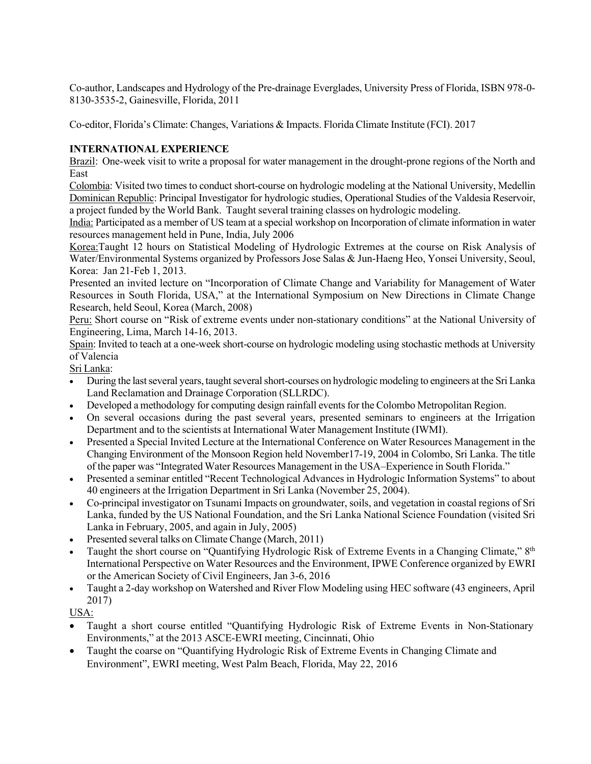Co-author, Landscapes and Hydrology of the Pre-drainage Everglades, University Press of Florida, ISBN 978-0-8130-3535-2, Gainesville, Florida, 2011

Co-editor, Florida's Climate: Changes, Variations & Impacts. Florida Climate Institute (FCI). 2017

**INTERNATIONAL EXPERIENCE**

Brazil: One-week visit to write a proposal for water management in the drought-prone regions of the North and East

Colombia: Visited two times to conduct short-course on hydrologic modeling at the National University, Medellin

Dominican Republic: Principal Investigator for hydrologic studies, Operational Studies of the Valdesia Reservoir, a project funded by the World Bank. Taught several training classes on hydrologic modeling.

India: Participated as a member of US team at a special workshop on Incorporation of climate information in water resources management held in Pune, India, July 2006

Korea:Taught 12 hours on Statistical Modeling of Hydrologic Extremes at the course on Risk Analysis of Water/Environmental Systems organized by Professors Jose Salas & Jun-Haeng Heo, Yonsei University, Seoul, Korea: Jan 21-Feb 1, 2013.

Presented an invited lecture on "Incorporation of Climate Change and Variability for Management of Water Resources in South Florida, USA," at the International Symposium on New Directions in Climate Change Research, held Seoul, Korea (March, 2008)

Peru: Short course on "Risk of extreme events under non-stationary conditions" at the National University of Engineering, Lima, March 14-16, 2013.

Spain: Invited to teach at a one-week short-course on hydrologic modeling using stochastic methods at University of Valencia

Sri Lanka:

- During the last several years, taught several short-courses on hydrologic modeling to engineers at the Sri Lanka Land Reclamation and Drainage Corporation (SLLRDC).
- Developed a methodology for computing design rainfall events for the Colombo Metropolitan Region.
- On several occasions during the past several years, presented seminars to engineers at the Irrigation Department and to the scientists at International Water Management Institute (IWMI).
- Presented a Special Invited Lecture at the International Conference on Water Resources Management in the Changing Environment of the Monsoon Region held November17-19, 2004 in Colombo, Sri Lanka. The title of the paper was "Integrated Water Resources Management in the USA–Experience in South Florida."
- Presented a seminar entitled "Recent Technological Advances in Hydrologic Information Systems" to about 40 engineers at the Irrigation Department in Sri Lanka (November 25, 2004).
- Co-principal investigator on Tsunami Impacts on groundwater, soils, and vegetation in coastal regions of Sri Lanka, funded by the US National Foundation, and the Sri Lanka National Science Foundation (visited Sri Lanka in February, 2005, and again in July, 2005)
- Presented several talks on Climate Change (March, 2011)
- Taught the short course on "Quantifying Hydrologic Risk of Extreme Events in a Changing Climate," 8th International Perspective on Water Resources and the Environment, IPWE Conference organized by EWRI or the American Society of Civil Engineers, Jan 3-6, 2016
- Taught a 2-day workshop on Watershed and River Flow Modeling using HEC software (43 engineers, April 2017)

USA:

- Taught a short course entitled "Quantifying Hydrologic Risk of Extreme Events in Non-Stationary Environments," at the 2013 ASCE-EWRI meeting, Cincinnati, Ohio
- Taught the coarse on "Quantifying Hydrologic Risk of Extreme Events in Changing Climate and Environment", EWRI meeting, West Palm Beach, Florida, May 22, 2016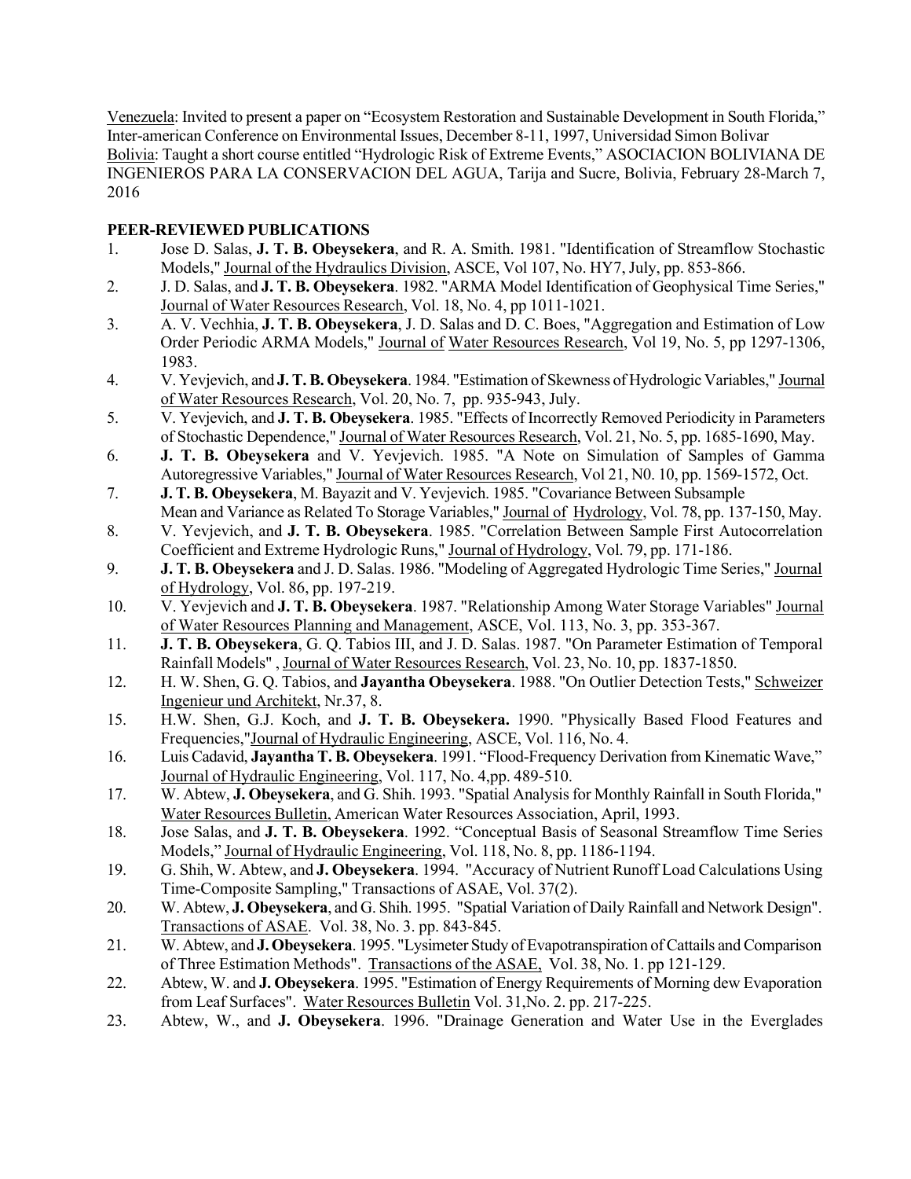Venezuela: Invited to present a paper on "Ecosystem Restoration and Sustainable Development in South Florida," Inter-american Conference on Environmental Issues, December 8-11, 1997, Universidad Simon Bolivar
Bolivia: Taught a short course entitled "Hydrologic Risk of Extreme Events," ASOCIACION BOLIVIANA DE INGENIEROS PARA LA CONSERVACION DEL AGUA, Tarija and Sucre, Bolivia, February 28-March 7, 2016

**PEER-REVIEWED PUBLICATIONS**

1. Jose D. Salas, **J. T. B. Obeysekera**, and R. A. Smith. 1981. "Identification of Streamflow Stochastic Models," Journal of the Hydraulics Division, ASCE, Vol 107, No. HY7, July, pp. 853-866.
2. J. D. Salas, and **J. T. B. Obeysekera**. 1982. "ARMA Model Identification of Geophysical Time Series," Journal of Water Resources Research, Vol. 18, No. 4, pp 1011-1021.
3. A. V. Vechhia, **J. T. B. Obeysekera**, J. D. Salas and D. C. Boes, "Aggregation and Estimation of Low Order Periodic ARMA Models," Journal of Water Resources Research, Vol 19, No. 5, pp 1297-1306, 1983.
4. V. Yevjevich, and **J. T. B. Obeysekera**. 1984. "Estimation of Skewness of Hydrologic Variables," Journal of Water Resources Research, Vol. 20, No. 7, pp. 935-943, July.
5. V. Yevjevich, and **J. T. B. Obeysekera**. 1985. "Effects of Incorrectly Removed Periodicity in Parameters of Stochastic Dependence," Journal of Water Resources Research, Vol. 21, No. 5, pp. 1685-1690, May.
6. **J. T. B. Obeysekera** and V. Yevjevich. 1985. "A Note on Simulation of Samples of Gamma Autoregressive Variables," Journal of Water Resources Research, Vol 21, N0. 10, pp. 1569-1572, Oct.
7. **J. T. B. Obeysekera**, M. Bayazit and V. Yevjevich. 1985. "Covariance Between Subsample Mean and Variance as Related To Storage Variables," Journal of Hydrology, Vol. 78, pp. 137-150, May.
8. V. Yevjevich, and **J. T. B. Obeysekera**. 1985. "Correlation Between Sample First Autocorrelation Coefficient and Extreme Hydrologic Runs," Journal of Hydrology, Vol. 79, pp. 171-186.
9. **J. T. B. Obeysekera** and J. D. Salas. 1986. "Modeling of Aggregated Hydrologic Time Series," Journal of Hydrology, Vol. 86, pp. 197-219.
10. V. Yevjevich and **J. T. B. Obeysekera**. 1987. "Relationship Among Water Storage Variables" Journal of Water Resources Planning and Management, ASCE, Vol. 113, No. 3, pp. 353-367.
11. **J. T. B. Obeysekera**, G. Q. Tabios III, and J. D. Salas. 1987. "On Parameter Estimation of Temporal Rainfall Models" , Journal of Water Resources Research, Vol. 23, No. 10, pp. 1837-1850.
12. H. W. Shen, G. Q. Tabios, and **Jayantha Obeysekera**. 1988. "On Outlier Detection Tests," Schweizer Ingenieur und Architekt, Nr.37, 8.
15. H.W. Shen, G.J. Koch, and **J. T. B. Obeysekera.** 1990. "Physically Based Flood Features and Frequencies,"Journal of Hydraulic Engineering, ASCE, Vol. 116, No. 4.
16. Luis Cadavid, **Jayantha T. B. Obeysekera**. 1991. "Flood-Frequency Derivation from Kinematic Wave," Journal of Hydraulic Engineering, Vol. 117, No. 4,pp. 489-510.
17. W. Abtew, **J. Obeysekera**, and G. Shih. 1993. "Spatial Analysis for Monthly Rainfall in South Florida," Water Resources Bulletin, American Water Resources Association, April, 1993.
18. Jose Salas, and **J. T. B. Obeysekera**. 1992. "Conceptual Basis of Seasonal Streamflow Time Series Models," Journal of Hydraulic Engineering, Vol. 118, No. 8, pp. 1186-1194.
19. G. Shih, W. Abtew, and **J. Obeysekera**. 1994. "Accuracy of Nutrient Runoff Load Calculations Using Time-Composite Sampling," Transactions of ASAE, Vol. 37(2).
20. W. Abtew, **J. Obeysekera**, and G. Shih. 1995. "Spatial Variation of Daily Rainfall and Network Design". Transactions of ASAE. Vol. 38, No. 3. pp. 843-845.
21. W. Abtew, and **J. Obeysekera**. 1995. "Lysimeter Study of Evapotranspiration of Cattails and Comparison of Three Estimation Methods". Transactions of the ASAE, Vol. 38, No. 1. pp 121-129.
22. Abtew, W. and **J. Obeysekera**. 1995. "Estimation of Energy Requirements of Morning dew Evaporation from Leaf Surfaces". Water Resources Bulletin Vol. 31,No. 2. pp. 217-225.
23. Abtew, W., and **J. Obeysekera**. 1996. "Drainage Generation and Water Use in the Everglades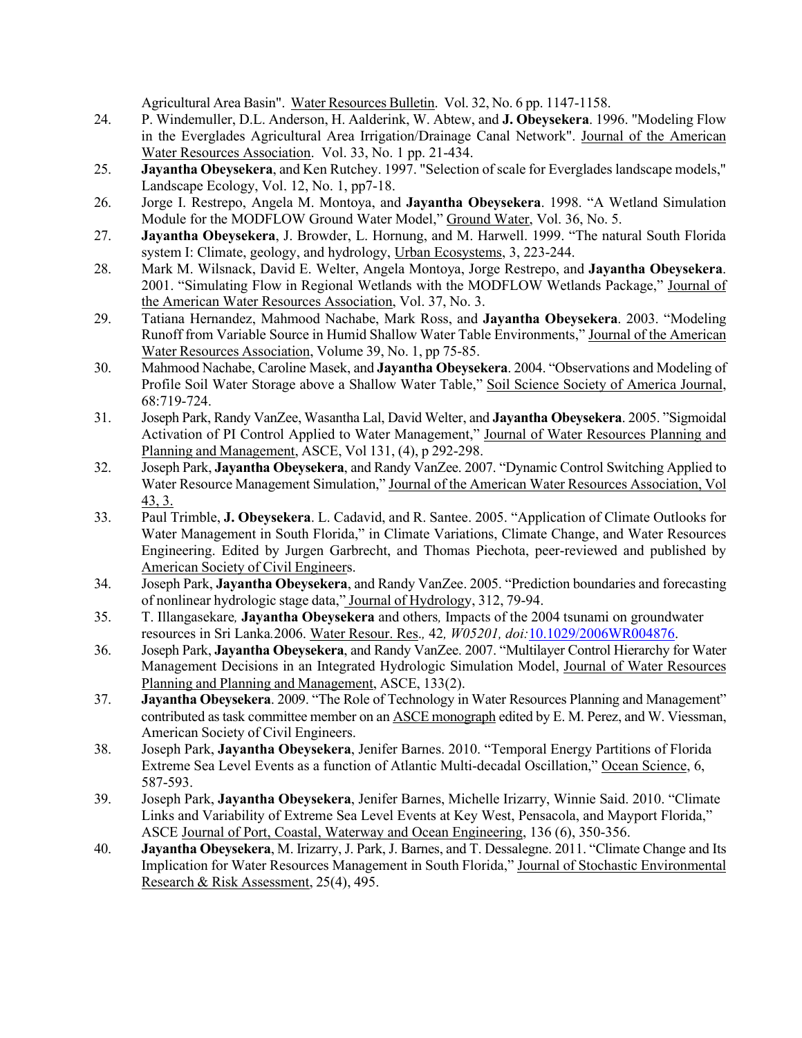Agricultural Area Basin". Water Resources Bulletin. Vol. 32, No. 6 pp. 1147-1158.

24. P. Windemuller, D.L. Anderson, H. Aalderink, W. Abtew, and **J. Obeysekera**. 1996. "Modeling Flow in the Everglades Agricultural Area Irrigation/Drainage Canal Network". Journal of the American Water Resources Association. Vol. 33, No. 1 pp. 21-434.
25. **Jayantha Obeysekera**, and Ken Rutchey. 1997. "Selection of scale for Everglades landscape models," Landscape Ecology, Vol. 12, No. 1, pp7-18.
26. Jorge I. Restrepo, Angela M. Montoya, and **Jayantha Obeysekera**. 1998. "A Wetland Simulation Module for the MODFLOW Ground Water Model," Ground Water, Vol. 36, No. 5.
27. **Jayantha Obeysekera**, J. Browder, L. Hornung, and M. Harwell. 1999. "The natural South Florida system I: Climate, geology, and hydrology, Urban Ecosystems, 3, 223-244.
28. Mark M. Wilsnack, David E. Welter, Angela Montoya, Jorge Restrepo, and **Jayantha Obeysekera**. 2001. "Simulating Flow in Regional Wetlands with the MODFLOW Wetlands Package," Journal of the American Water Resources Association, Vol. 37, No. 3.
29. Tatiana Hernandez, Mahmood Nachabe, Mark Ross, and **Jayantha Obeysekera**. 2003. "Modeling Runoff from Variable Source in Humid Shallow Water Table Environments," Journal of the American Water Resources Association, Volume 39, No. 1, pp 75-85.
30. Mahmood Nachabe, Caroline Masek, and **Jayantha Obeysekera**. 2004. "Observations and Modeling of Profile Soil Water Storage above a Shallow Water Table," Soil Science Society of America Journal, 68:719-724.
31. Joseph Park, Randy VanZee, Wasantha Lal, David Welter, and **Jayantha Obeysekera**. 2005. "Sigmoidal Activation of PI Control Applied to Water Management," Journal of Water Resources Planning and Planning and Management, ASCE, Vol 131, (4), p 292-298.
32. Joseph Park, **Jayantha Obeysekera**, and Randy VanZee. 2007. "Dynamic Control Switching Applied to Water Resource Management Simulation," Journal of the American Water Resources Association, Vol 43, 3.
33. Paul Trimble, **J. Obeysekera**. L. Cadavid, and R. Santee. 2005. "Application of Climate Outlooks for Water Management in South Florida," in Climate Variations, Climate Change, and Water Resources Engineering. Edited by Jurgen Garbrecht, and Thomas Piechota, peer-reviewed and published by American Society of Civil Engineers.
34. Joseph Park, **Jayantha Obeysekera**, and Randy VanZee. 2005. "Prediction boundaries and forecasting of nonlinear hydrologic stage data," Journal of Hydrology, 312, 79-94.
35. T. Illangasekare*,* **Jayantha Obeysekera** and others*,* Impacts of the 2004 tsunami on groundwater resources in Sri Lanka*.* 2006. Water Resour. Res.*,* 42*, W05201, doi:*10.1029/2006WR004876.
36. Joseph Park, **Jayantha Obeysekera**, and Randy VanZee. 2007. "Multilayer Control Hierarchy for Water Management Decisions in an Integrated Hydrologic Simulation Model, Journal of Water Resources Planning and Planning and Management, ASCE, 133(2).
37. **Jayantha Obeysekera**. 2009. "The Role of Technology in Water Resources Planning and Management" contributed as task committee member on an ASCE monograph edited by E. M. Perez, and W. Viessman, American Society of Civil Engineers.
38. Joseph Park, **Jayantha Obeysekera**, Jenifer Barnes. 2010. "Temporal Energy Partitions of Florida Extreme Sea Level Events as a function of Atlantic Multi-decadal Oscillation," Ocean Science, 6, 587-593.
39. Joseph Park, **Jayantha Obeysekera**, Jenifer Barnes, Michelle Irizarry, Winnie Said. 2010. "Climate Links and Variability of Extreme Sea Level Events at Key West, Pensacola, and Mayport Florida," ASCE Journal of Port, Coastal, Waterway and Ocean Engineering, 136 (6), 350-356.
40. **Jayantha Obeysekera**, M. Irizarry, J. Park, J. Barnes, and T. Dessalegne. 2011. "Climate Change and Its Implication for Water Resources Management in South Florida," Journal of Stochastic Environmental Research & Risk Assessment, 25(4), 495.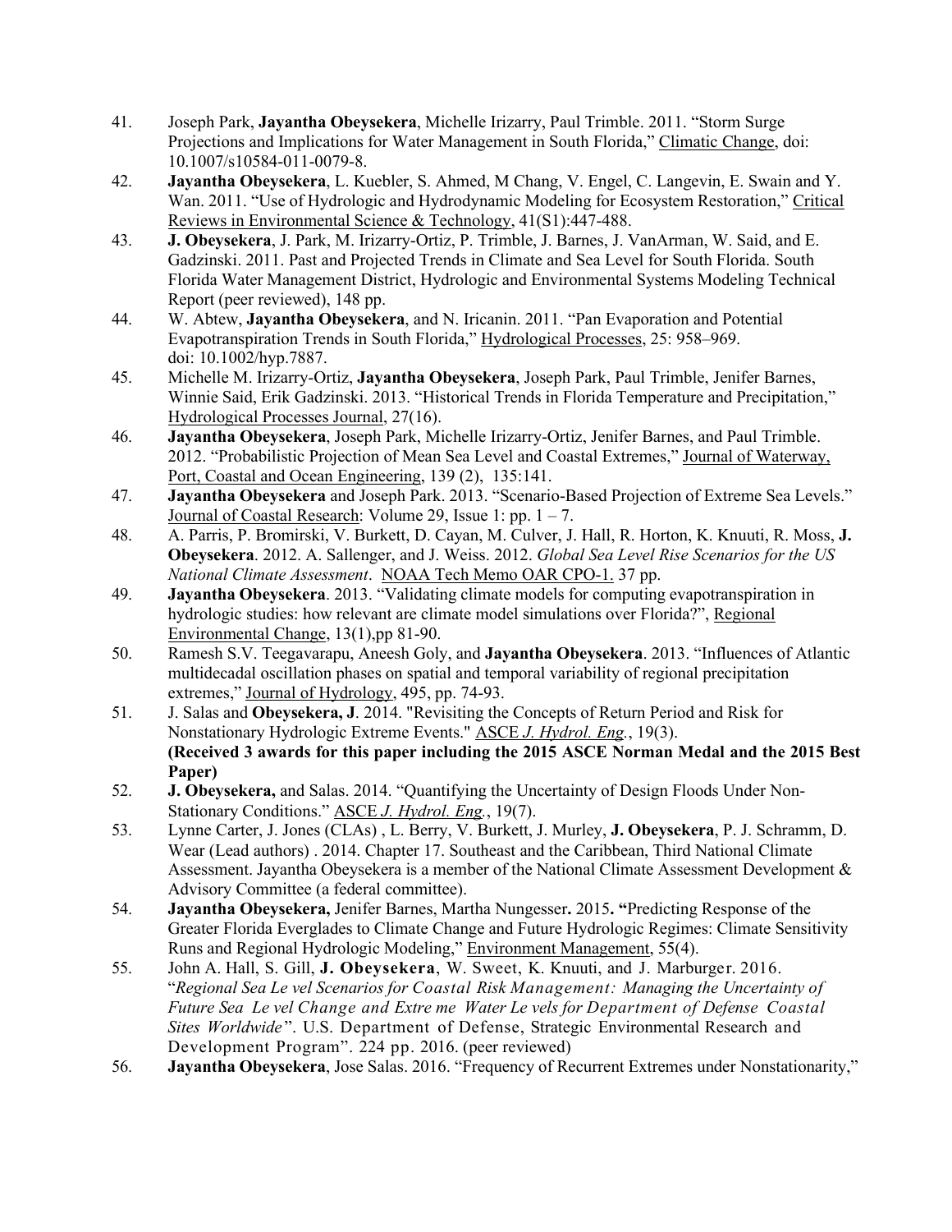41. Joseph Park, **Jayantha Obeysekera**, Michelle Irizarry, Paul Trimble. 2011. "Storm Surge Projections and Implications for Water Management in South Florida," Climatic Change, doi: 10.1007/s10584-011-0079-8.
42. **Jayantha Obeysekera**, L. Kuebler, S. Ahmed, M Chang, V. Engel, C. Langevin, E. Swain and Y. Wan. 2011. "Use of Hydrologic and Hydrodynamic Modeling for Ecosystem Restoration," Critical Reviews in Environmental Science & Technology, 41(S1):447-488.
43. **J. Obeysekera**, J. Park, M. Irizarry-Ortiz, P. Trimble, J. Barnes, J. VanArman, W. Said, and E. Gadzinski. 2011. Past and Projected Trends in Climate and Sea Level for South Florida. South Florida Water Management District, Hydrologic and Environmental Systems Modeling Technical Report (peer reviewed), 148 pp.
44. W. Abtew, **Jayantha Obeysekera**, and N. Iricanin. 2011. "Pan Evaporation and Potential Evapotranspiration Trends in South Florida," Hydrological Processes, 25: 958–969. doi: 10.1002/hyp.7887.
45. Michelle M. Irizarry-Ortiz, **Jayantha Obeysekera**, Joseph Park, Paul Trimble, Jenifer Barnes, Winnie Said, Erik Gadzinski. 2013. "Historical Trends in Florida Temperature and Precipitation," Hydrological Processes Journal, 27(16).
46. **Jayantha Obeysekera**, Joseph Park, Michelle Irizarry-Ortiz, Jenifer Barnes, and Paul Trimble. 2012. "Probabilistic Projection of Mean Sea Level and Coastal Extremes," Journal of Waterway, Port, Coastal and Ocean Engineering, 139 (2), 135:141.
47. **Jayantha Obeysekera** and Joseph Park. 2013. "Scenario-Based Projection of Extreme Sea Levels." Journal of Coastal Research: Volume 29, Issue 1: pp. 1 – 7.
48. A. Parris, P. Bromirski, V. Burkett, D. Cayan, M. Culver, J. Hall, R. Horton, K. Knuuti, R. Moss, **J. Obeysekera**. 2012. A. Sallenger, and J. Weiss. 2012. *Global Sea Level Rise Scenarios for the US National Climate Assessment*. NOAA Tech Memo OAR CPO-1. 37 pp.
49. **Jayantha Obeysekera**. 2013. "Validating climate models for computing evapotranspiration in hydrologic studies: how relevant are climate model simulations over Florida?", Regional Environmental Change, 13(1),pp 81-90.
50. Ramesh S.V. Teegavarapu, Aneesh Goly, and **Jayantha Obeysekera**. 2013. "Influences of Atlantic multidecadal oscillation phases on spatial and temporal variability of regional precipitation extremes," Journal of Hydrology, 495, pp. 74-93.
51. J. Salas and **Obeysekera, J**. 2014. "Revisiting the Concepts of Return Period and Risk for Nonstationary Hydrologic Extreme Events." ASCE *J. Hydrol. Eng.*, 19(3). **(Received 3 awards for this paper including the 2015 ASCE Norman Medal and the 2015 Best Paper)**
52. **J. Obeysekera,** and Salas. 2014. "Quantifying the Uncertainty of Design Floods Under Non-Stationary Conditions." ASCE *J. Hydrol. Eng.*, 19(7).
53. Lynne Carter, J. Jones (CLAs) , L. Berry, V. Burkett, J. Murley, **J. Obeysekera**, P. J. Schramm, D. Wear (Lead authors) . 2014. Chapter 17. Southeast and the Caribbean, Third National Climate Assessment. Jayantha Obeysekera is a member of the National Climate Assessment Development & Advisory Committee (a federal committee).
54. **Jayantha Obeysekera,** Jenifer Barnes, Martha Nungesser**.** 2015**. "**Predicting Response of the Greater Florida Everglades to Climate Change and Future Hydrologic Regimes: Climate Sensitivity Runs and Regional Hydrologic Modeling," Environment Management, 55(4).
55. John A. Hall, S. Gill, **J. Obeysekera**, W. Sweet, K. Knuuti, and J. Marburger. 2016. "*Regional Sea Level Scenarios for Coastal Risk Management: Managing the Uncertainty of Future Sea Level Change and Extreme Water Levels for Department of Defense Coastal Sites Worldwide*". U.S. Department of Defense, Strategic Environmental Research and Development Program". 224 pp. 2016. (peer reviewed)
56. **Jayantha Obeysekera**, Jose Salas. 2016. "Frequency of Recurrent Extremes under Nonstationarity,"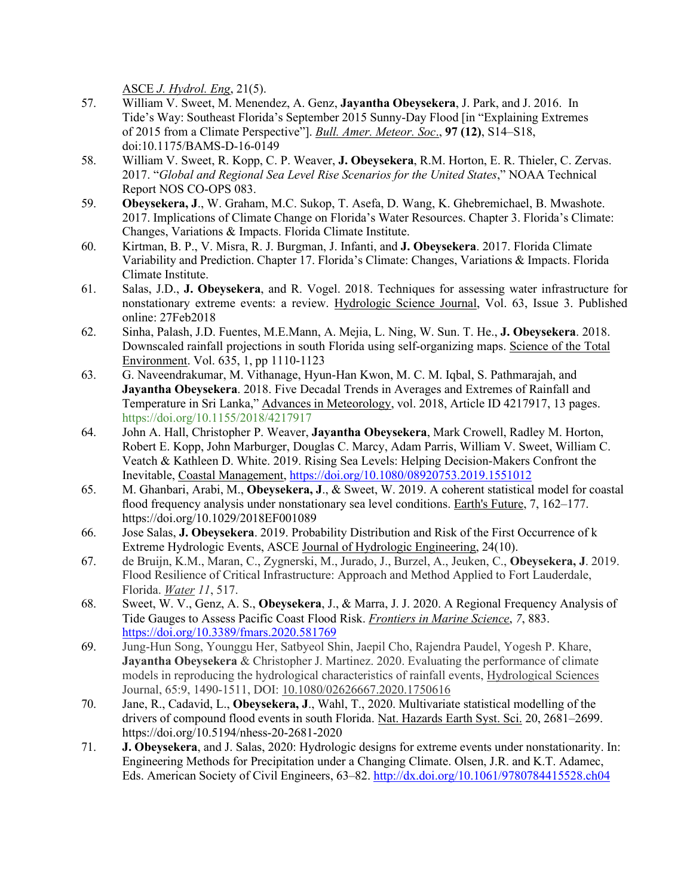ASCE *J. Hydrol. Eng*, 21(5).

57. William V. Sweet, M. Menendez, A. Genz, **Jayantha Obeysekera**, J. Park, and J. 2016. In Tide's Way: Southeast Florida's September 2015 Sunny-Day Flood [in "Explaining Extremes of 2015 from a Climate Perspective"]. *Bull. Amer. Meteor. Soc*., **97 (12)**, S14–S18, doi:10.1175/BAMS-D-16-0149
58. William V. Sweet, R. Kopp, C. P. Weaver, **J. Obeysekera**, R.M. Horton, E. R. Thieler, C. Zervas. 2017. "*Global and Regional Sea Level Rise Scenarios for the United States*," NOAA Technical Report NOS CO-OPS 083.
59. **Obeysekera, J**., W. Graham, M.C. Sukop, T. Asefa, D. Wang, K. Ghebremichael, B. Mwashote. 2017. Implications of Climate Change on Florida's Water Resources. Chapter 3. Florida's Climate: Changes, Variations & Impacts. Florida Climate Institute.
60. Kirtman, B. P., V. Misra, R. J. Burgman, J. Infanti, and **J. Obeysekera**. 2017. Florida Climate Variability and Prediction. Chapter 17. Florida's Climate: Changes, Variations & Impacts. Florida Climate Institute.
61. Salas, J.D., **J. Obeysekera**, and R. Vogel. 2018. Techniques for assessing water infrastructure for nonstationary extreme events: a review. Hydrologic Science Journal, Vol. 63, Issue 3. Published online: 27Feb2018
62. Sinha, Palash, J.D. Fuentes, M.E.Mann, A. Mejia, L. Ning, W. Sun. T. He., **J. Obeysekera**. 2018. Downscaled rainfall projections in south Florida using self-organizing maps. Science of the Total Environment. Vol. 635, 1, pp 1110-1123
63. G. Naveendrakumar, M. Vithanage, Hyun-Han Kwon, M. C. M. Iqbal, S. Pathmarajah, and **Jayantha Obeysekera**. 2018. Five Decadal Trends in Averages and Extremes of Rainfall and Temperature in Sri Lanka," Advances in Meteorology, vol. 2018, Article ID 4217917, 13 pages. https://doi.org/10.1155/2018/4217917
64. John A. Hall, Christopher P. Weaver, **Jayantha Obeysekera**, Mark Crowell, Radley M. Horton, Robert E. Kopp, John Marburger, Douglas C. Marcy, Adam Parris, William V. Sweet, William C. Veatch & Kathleen D. White. 2019. Rising Sea Levels: Helping Decision-Makers Confront the Inevitable, Coastal Management, https://doi.org/10.1080/08920753.2019.1551012
65. M. Ghanbari, Arabi, M., **Obeysekera, J**., & Sweet, W. 2019. A coherent statistical model for coastal flood frequency analysis under nonstationary sea level conditions. Earth's Future, 7, 162–177. https://doi.org/10.1029/2018EF001089
66. Jose Salas, **J. Obeysekera**. 2019. Probability Distribution and Risk of the First Occurrence of k Extreme Hydrologic Events, ASCE Journal of Hydrologic Engineering, 24(10).
67. de Bruijn, K.M., Maran, C., Zygnerski, M., Jurado, J., Burzel, A., Jeuken, C., **Obeysekera, J**. 2019. Flood Resilience of Critical Infrastructure: Approach and Method Applied to Fort Lauderdale, Florida. *Water 11*, 517.
68. Sweet, W. V., Genz, A. S., **Obeysekera**, J., & Marra, J. J. 2020. A Regional Frequency Analysis of Tide Gauges to Assess Pacific Coast Flood Risk. *Frontiers in Marine Science*, *7*, 883. https://doi.org/10.3389/fmars.2020.581769
69. Jung-Hun Song, Younggu Her, Satbyeol Shin, Jaepil Cho, Rajendra Paudel, Yogesh P. Khare, **Jayantha Obeysekera** & Christopher J. Martinez. 2020. Evaluating the performance of climate models in reproducing the hydrological characteristics of rainfall events, Hydrological Sciences Journal, 65:9, 1490-1511, DOI: 10.1080/02626667.2020.1750616
70. Jane, R., Cadavid, L., **Obeysekera, J**., Wahl, T., 2020. Multivariate statistical modelling of the drivers of compound flood events in south Florida. Nat. Hazards Earth Syst. Sci. 20, 2681–2699. https://doi.org/10.5194/nhess-20-2681-2020
71. **J. Obeysekera**, and J. Salas, 2020: Hydrologic designs for extreme events under nonstationarity. In: Engineering Methods for Precipitation under a Changing Climate. Olsen, J.R. and K.T. Adamec, Eds. American Society of Civil Engineers, 63–82. http://dx.doi.org/10.1061/9780784415528.ch04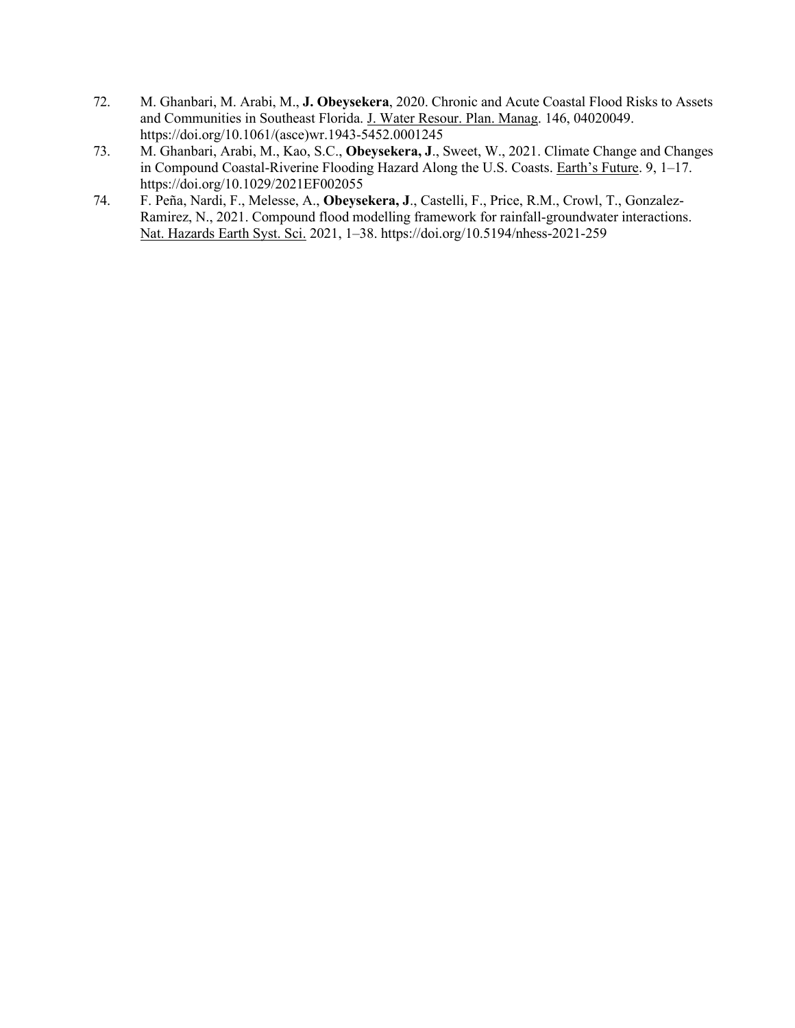72. M. Ghanbari, M. Arabi, M., **J. Obeysekera**, 2020. Chronic and Acute Coastal Flood Risks to Assets and Communities in Southeast Florida. <u>J. Water Resour. Plan. Manag</u>. 146, 04020049. https://doi.org/10.1061/(asce)wr.1943-5452.0001245
73. M. Ghanbari, Arabi, M., Kao, S.C., **Obeysekera, J**., Sweet, W., 2021. Climate Change and Changes in Compound Coastal-Riverine Flooding Hazard Along the U.S. Coasts. <u>Earth's Future</u>. 9, 1–17. https://doi.org/10.1029/2021EF002055
74. F. Peña, Nardi, F., Melesse, A., **Obeysekera, J**., Castelli, F., Price, R.M., Crowl, T., Gonzalez-Ramirez, N., 2021. Compound flood modelling framework for rainfall-groundwater interactions. <u>Nat. Hazards Earth Syst. Sci.</u> 2021, 1–38. https://doi.org/10.5194/nhess-2021-259